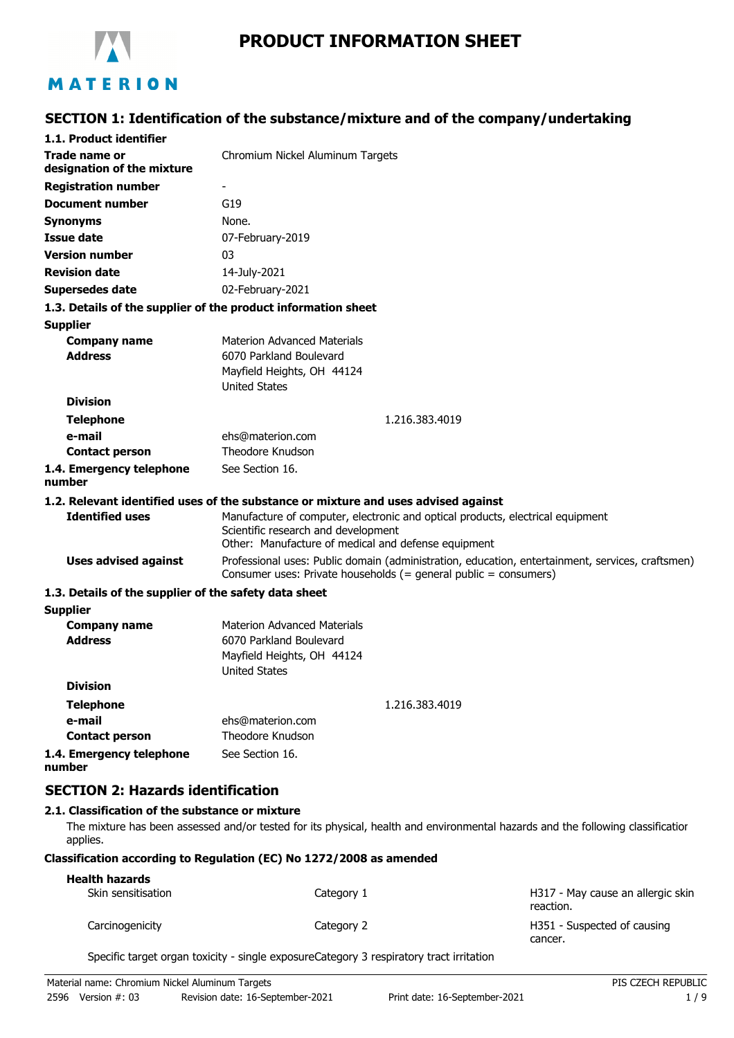# PRODUCT INFORMATION SHEET

## SECTION 1: Identification of the substance/mixture and of the company/undertaking

### 1.1. Product identifier

| | |
|---|---|
| **Trade name or designation of the mixture** | Chromium Nickel Aluminum Targets |
| **Registration number** | - |
| **Document number** | G19 |
| **Synonyms** | None. |
| **Issue date** | 07-February-2019 |
| **Version number** | 03 |
| **Revision date** | 14-July-2021 |
| **Supersedes date** | 02-February-2021 |

### 1.3. Details of the supplier of the product information sheet

**Supplier**

| | |
|---|---|
| **Company name** | Materion Advanced Materials |
| **Address** | 6070 Parkland Boulevard<br>Mayfield Heights, OH 44124<br>United States |
| **Division** | |
| **Telephone** | 1.216.383.4019 |
| **e-mail** | ehs@materion.com |
| **Contact person** | Theodore Knudson |
| **1.4. Emergency telephone number** | See Section 16. |

### 1.2. Relevant identified uses of the substance or mixture and uses advised against

| | |
|---|---|
| **Identified uses** | Manufacture of computer, electronic and optical products, electrical equipment<br>Scientific research and development<br>Other: Manufacture of medical and defense equipment |
| **Uses advised against** | Professional uses: Public domain (administration, education, entertainment, services, craftsmen)<br>Consumer uses: Private households (= general public = consumers) |

### 1.3. Details of the supplier of the safety data sheet

**Supplier**

| | |
|---|---|
| **Company name** | Materion Advanced Materials |
| **Address** | 6070 Parkland Boulevard<br>Mayfield Heights, OH 44124<br>United States |
| **Division** | |
| **Telephone** | 1.216.383.4019 |
| **e-mail** | ehs@materion.com |
| **Contact person** | Theodore Knudson |
| **1.4. Emergency telephone number** | See Section 16. |

## SECTION 2: Hazards identification

### 2.1. Classification of the substance or mixture

The mixture has been assessed and/or tested for its physical, health and environmental hazards and the following classification applies.

**Classification according to Regulation (EC) No 1272/2008 as amended**

**Health hazards**

| | | |
|---|---|---|
| Skin sensitisation | Category 1 | H317 - May cause an allergic skin reaction. |
| Carcinogenicity | Category 2 | H351 - Suspected of causing cancer. |

Specific target organ toxicity - single exposureCategory 3 respiratory tract irritation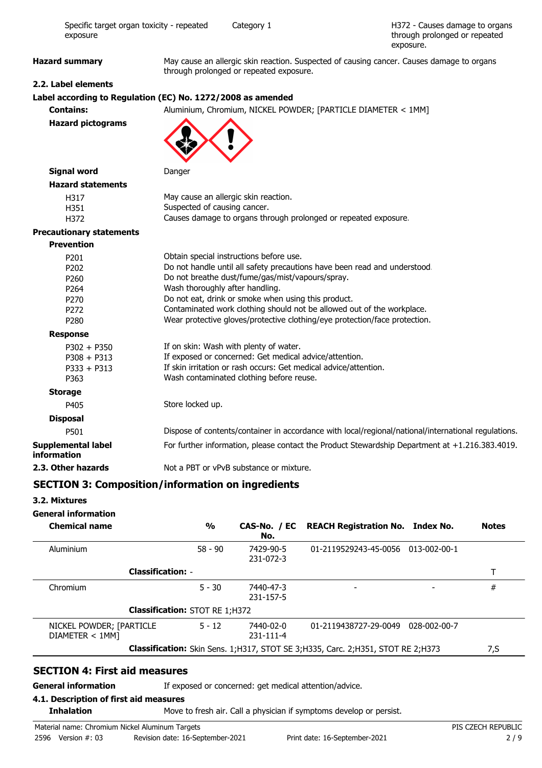| Specific target organ toxicity - repeated exposure | Category 1 | H372 - Causes damage to organs through prolonged or repeated exposure. |
|---|---|---|

**Hazard summary** May cause an allergic skin reaction. Suspected of causing cancer. Causes damage to organs through prolonged or repeated exposure.

**2.2. Label elements**

**Label according to Regulation (EC) No. 1272/2008 as amended**

**Contains:** Aluminium, Chromium, NICKEL POWDER; [PARTICLE DIAMETER < 1MM]

**Hazard pictograms**

**Signal word** Danger

**Hazard statements**

| | |
|---|---|
| H317 | May cause an allergic skin reaction. |
| H351 | Suspected of causing cancer. |
| H372 | Causes damage to organs through prolonged or repeated exposure. |

**Precautionary statements**

**Prevention**

| | |
|---|---|
| P201 | Obtain special instructions before use. |
| P202 | Do not handle until all safety precautions have been read and understood. |
| P260 | Do not breathe dust/fume/gas/mist/vapours/spray. |
| P264 | Wash thoroughly after handling. |
| P270 | Do not eat, drink or smoke when using this product. |
| P272 | Contaminated work clothing should not be allowed out of the workplace. |
| P280 | Wear protective gloves/protective clothing/eye protection/face protection. |

**Response**

| | |
|---|---|
| P302 + P350 | If on skin: Wash with plenty of water. |
| P308 + P313 | If exposed or concerned: Get medical advice/attention. |
| P333 + P313 | If skin irritation or rash occurs: Get medical advice/attention. |
| P363 | Wash contaminated clothing before reuse. |

**Storage**

| | |
|---|---|
| P405 | Store locked up. |

**Disposal**

| | |
|---|---|
| P501 | Dispose of contents/container in accordance with local/regional/national/international regulations. |

**Supplemental label information** For further information, please contact the Product Stewardship Department at +1.216.383.4019.

**2.3. Other hazards** Not a PBT or vPvB substance or mixture.

## SECTION 3: Composition/information on ingredients

**3.2. Mixtures**

**General information**

| Chemical name | % | CAS-No. / EC No. | REACH Registration No. | Index No. | Notes |
|---|---|---|---|---|---|
| Aluminium | 58 - 90 | 7429-90-5 231-072-3 | 01-2119529243-45-0056 | 013-002-00-1 | |
| **Classification:** - | | | | | T |
| Chromium | 5 - 30 | 7440-47-3 231-157-5 | - | - | # |
| **Classification:** STOT RE 1;H372 | | | | | |
| NICKEL POWDER; [PARTICLE DIAMETER < 1MM] | 5 - 12 | 7440-02-0 231-111-4 | 01-2119438727-29-0049 | 028-002-00-7 | |
| **Classification:** Skin Sens. 1;H317, STOT SE 3;H335, Carc. 2;H351, STOT RE 2;H373 | | | | | 7,S |

## SECTION 4: First aid measures

**General information** If exposed or concerned: get medical attention/advice.

**4.1. Description of first aid measures**

**Inhalation** Move to fresh air. Call a physician if symptoms develop or persist.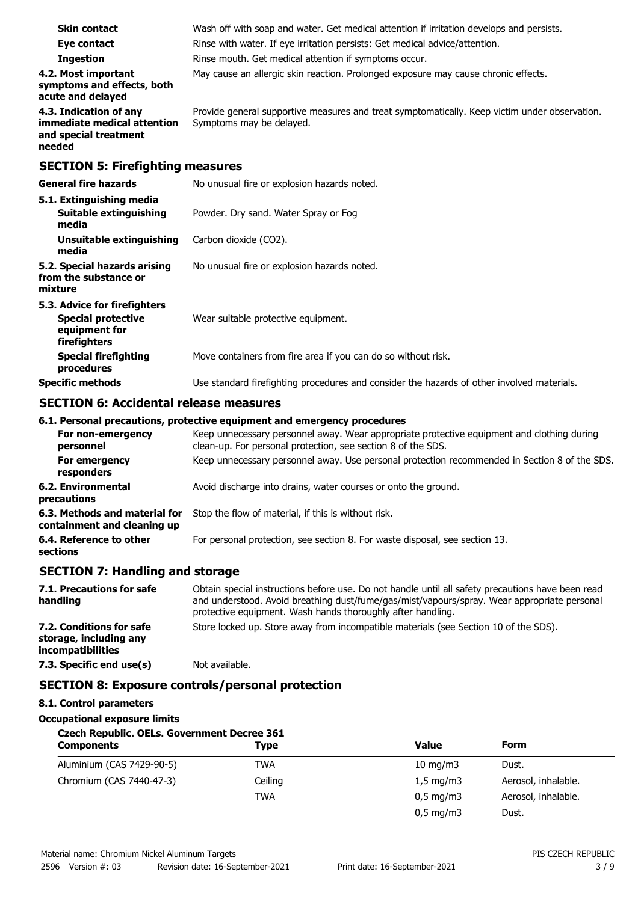| | |
|---|---|
| **Skin contact** | Wash off with soap and water. Get medical attention if irritation develops and persists. |
| **Eye contact** | Rinse with water. If eye irritation persists: Get medical advice/attention. |
| **Ingestion** | Rinse mouth. Get medical attention if symptoms occur. |
| **4.2. Most important symptoms and effects, both acute and delayed** | May cause an allergic skin reaction. Prolonged exposure may cause chronic effects. |
| **4.3. Indication of any immediate medical attention and special treatment needed** | Provide general supportive measures and treat symptomatically. Keep victim under observation. Symptoms may be delayed. |

## SECTION 5: Firefighting measures

| | |
|---|---|
| **General fire hazards** | No unusual fire or explosion hazards noted. |
| **5.1. Extinguishing media** | |
| **Suitable extinguishing media** | Powder. Dry sand. Water Spray or Fog |
| **Unsuitable extinguishing media** | Carbon dioxide ($CO_2$). |
| **5.2. Special hazards arising from the substance or mixture** | No unusual fire or explosion hazards noted. |
| **5.3. Advice for firefighters** | |
| **Special protective equipment for firefighters** | Wear suitable protective equipment. |
| **Special firefighting procedures** | Move containers from fire area if you can do so without risk. |
| **Specific methods** | Use standard firefighting procedures and consider the hazards of other involved materials. |

## SECTION 6: Accidental release measures

**6.1. Personal precautions, protective equipment and emergency procedures**

| | |
|---|---|
| **For non-emergency personnel** | Keep unnecessary personnel away. Wear appropriate protective equipment and clothing during clean-up. For personal protection, see section 8 of the SDS. |
| **For emergency responders** | Keep unnecessary personnel away. Use personal protection recommended in Section 8 of the SDS. |
| **6.2. Environmental precautions** | Avoid discharge into drains, water courses or onto the ground. |
| **6.3. Methods and material for containment and cleaning up** | Stop the flow of material, if this is without risk. |
| **6.4. Reference to other sections** | For personal protection, see section 8. For waste disposal, see section 13. |

## SECTION 7: Handling and storage

| | |
|---|---|
| **7.1. Precautions for safe handling** | Obtain special instructions before use. Do not handle until all safety precautions have been read and understood. Avoid breathing dust/fume/gas/mist/vapours/spray. Wear appropriate personal protective equipment. Wash hands thoroughly after handling. |
| **7.2. Conditions for safe storage, including any incompatibilities** | Store locked up. Store away from incompatible materials (see Section 10 of the SDS). |
| **7.3. Specific end use(s)** | Not available. |

## SECTION 8: Exposure controls/personal protection

**8.1. Control parameters**

**Occupational exposure limits**

**Czech Republic. OELs. Government Decree 361**

| Components | Type | Value | Form |
|---|---|---|---|
| Aluminium (CAS 7429-90-5) | TWA | 10 mg/m3 | Dust. |
| Chromium (CAS 7440-47-3) | Ceiling | 1,5 mg/m3 | Aerosol, inhalable. |
| | TWA | 0,5 mg/m3 | Aerosol, inhalable. |
| | | 0,5 mg/m3 | Dust. |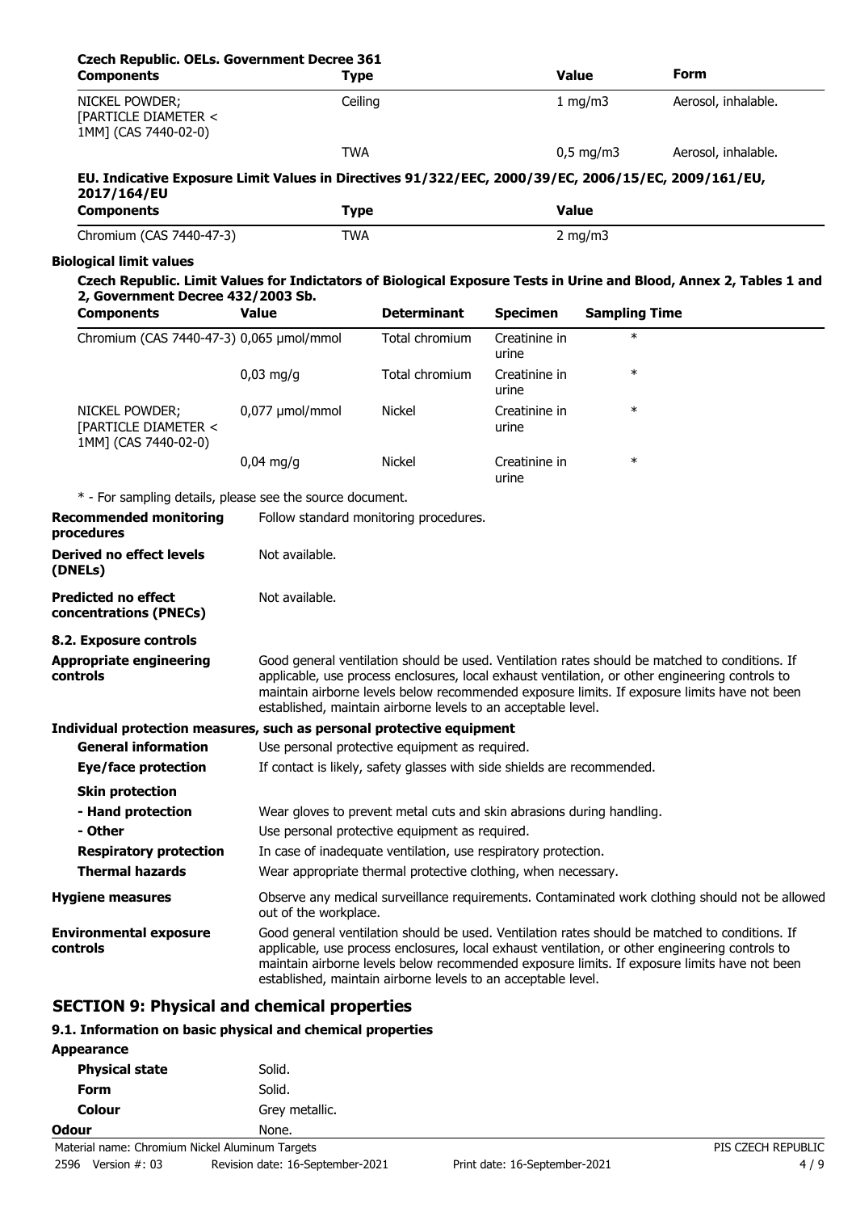**Czech Republic. OELs. Government Decree 361**

| Components | Type | Value | Form |
|---|---|---|---|
| NICKEL POWDER; [PARTICLE DIAMETER < 1MM] (CAS 7440-02-0) | Ceiling | 1 mg/m3 | Aerosol, inhalable. |
| | TWA | 0,5 mg/m3 | Aerosol, inhalable. |

**EU. Indicative Exposure Limit Values in Directives 91/322/EEC, 2000/39/EC, 2006/15/EC, 2009/161/EU, 2017/164/EU**

| Components | Type | Value |
|---|---|---|
| Chromium (CAS 7440-47-3) | TWA | 2 mg/m3 |

**Biological limit values**

**Czech Republic. Limit Values for Indictators of Biological Exposure Tests in Urine and Blood, Annex 2, Tables 1 and 2, Government Decree 432/2003 Sb.**

| Components | Value | Determinant | Specimen | Sampling Time |
|---|---|---|---|---|
| Chromium (CAS 7440-47-3) | 0,065 µmol/mmol | Total chromium | Creatinine in urine | * |
| | 0,03 mg/g | Total chromium | Creatinine in urine | * |
| NICKEL POWDER; [PARTICLE DIAMETER < 1MM] (CAS 7440-02-0) | 0,077 µmol/mmol | Nickel | Creatinine in urine | * |
| | 0,04 mg/g | Nickel | Creatinine in urine | * |

* - For sampling details, please see the source document.

**Recommended monitoring procedures** Follow standard monitoring procedures.

**Derived no effect levels (DNELs)** Not available.

**Predicted no effect concentrations (PNECs)** Not available.

**8.2. Exposure controls**

**Appropriate engineering controls** Good general ventilation should be used. Ventilation rates should be matched to conditions. If applicable, use process enclosures, local exhaust ventilation, or other engineering controls to maintain airborne levels below recommended exposure limits. If exposure limits have not been established, maintain airborne levels to an acceptable level.

**Individual protection measures, such as personal protective equipment**

**General information** Use personal protective equipment as required.

**Eye/face protection** If contact is likely, safety glasses with side shields are recommended.

**Skin protection**

**- Hand protection** Wear gloves to prevent metal cuts and skin abrasions during handling.

**- Other** Use personal protective equipment as required.

**Respiratory protection** In case of inadequate ventilation, use respiratory protection.

**Thermal hazards** Wear appropriate thermal protective clothing, when necessary.

**Hygiene measures** Observe any medical surveillance requirements. Contaminated work clothing should not be allowed out of the workplace.

**Environmental exposure controls** Good general ventilation should be used. Ventilation rates should be matched to conditions. If applicable, use process enclosures, local exhaust ventilation, or other engineering controls to maintain airborne levels below recommended exposure limits. If exposure limits have not been established, maintain airborne levels to an acceptable level.

## SECTION 9: Physical and chemical properties

### 9.1. Information on basic physical and chemical properties

**Appearance**

**Physical state** Solid.

**Form** Solid.

**Colour** Grey metallic.

**Odour** None.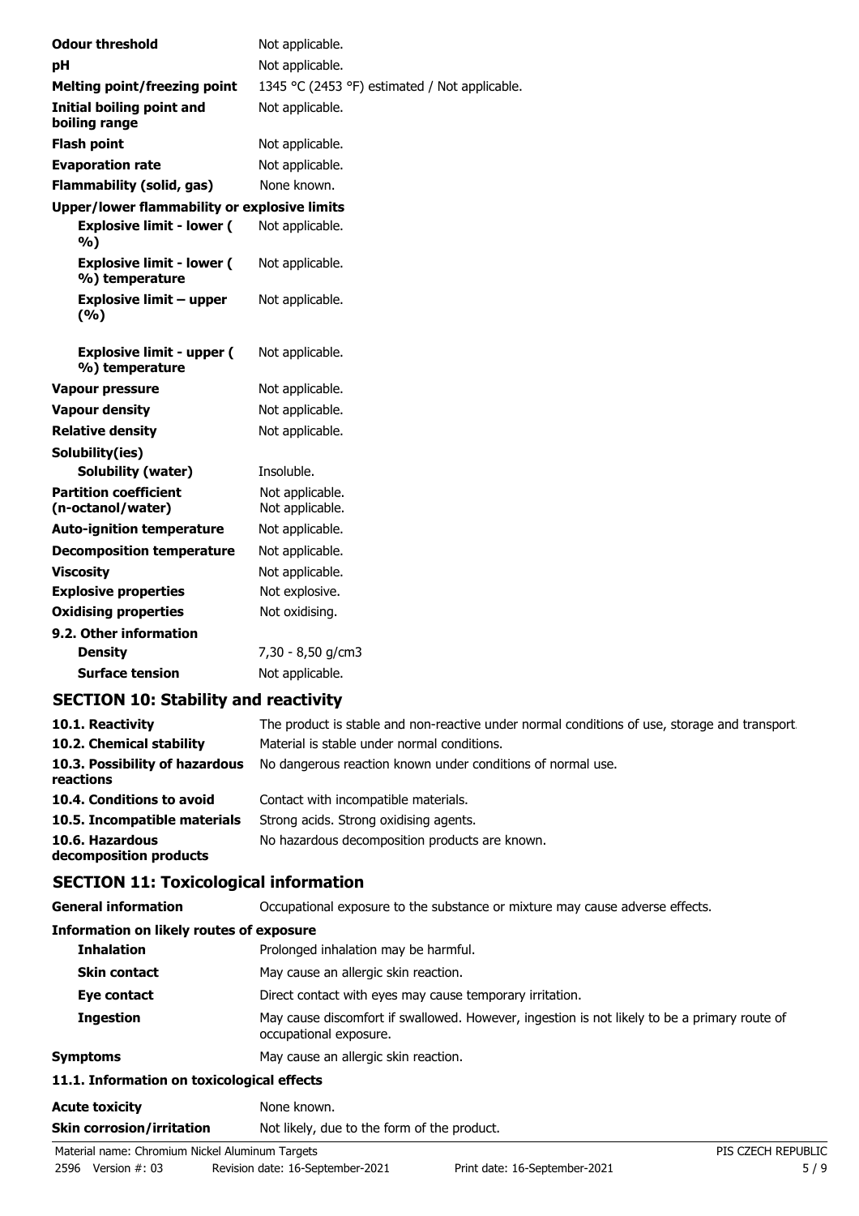| | |
|---|---|
| **Odour threshold** | Not applicable. |
| **pH** | Not applicable. |
| **Melting point/freezing point** | 1345 °C (2453 °F) estimated / Not applicable. |
| **Initial boiling point and boiling range** | Not applicable. |
| **Flash point** | Not applicable. |
| **Evaporation rate** | Not applicable. |
| **Flammability (solid, gas)** | None known. |
| **Upper/lower flammability or explosive limits** | |
| **Explosive limit - lower (%)** | Not applicable. |
| **Explosive limit - lower (%) temperature** | Not applicable. |
| **Explosive limit – upper (%)** | Not applicable. |
| **Explosive limit - upper (%) temperature** | Not applicable. |
| **Vapour pressure** | Not applicable. |
| **Vapour density** | Not applicable. |
| **Relative density** | Not applicable. |
| **Solubility(ies)** | |
| **Solubility (water)** | Insoluble. |
| **Partition coefficient (n-octanol/water)** | Not applicable.<br>Not applicable. |
| **Auto-ignition temperature** | Not applicable. |
| **Decomposition temperature** | Not applicable. |
| **Viscosity** | Not applicable. |
| **Explosive properties** | Not explosive. |
| **Oxidising properties** | Not oxidising. |
| **9.2. Other information** | |
| **Density** | 7,30 - 8,50 g/cm3 |
| **Surface tension** | Not applicable. |

## SECTION 10: Stability and reactivity

| | |
|---|---|
| **10.1. Reactivity** | The product is stable and non-reactive under normal conditions of use, storage and transport. |
| **10.2. Chemical stability** | Material is stable under normal conditions. |
| **10.3. Possibility of hazardous reactions** | No dangerous reaction known under conditions of normal use. |
| **10.4. Conditions to avoid** | Contact with incompatible materials. |
| **10.5. Incompatible materials** | Strong acids. Strong oxidising agents. |
| **10.6. Hazardous decomposition products** | No hazardous decomposition products are known. |

## SECTION 11: Toxicological information

| | |
|---|---|
| **General information** | Occupational exposure to the substance or mixture may cause adverse effects. |
| **Information on likely routes of exposure** | |
| **Inhalation** | Prolonged inhalation may be harmful. |
| **Skin contact** | May cause an allergic skin reaction. |
| **Eye contact** | Direct contact with eyes may cause temporary irritation. |
| **Ingestion** | May cause discomfort if swallowed. However, ingestion is not likely to be a primary route of occupational exposure. |
| **Symptoms** | May cause an allergic skin reaction. |
| **11.1. Information on toxicological effects** | |
| **Acute toxicity** | None known. |
| **Skin corrosion/irritation** | Not likely, due to the form of the product. |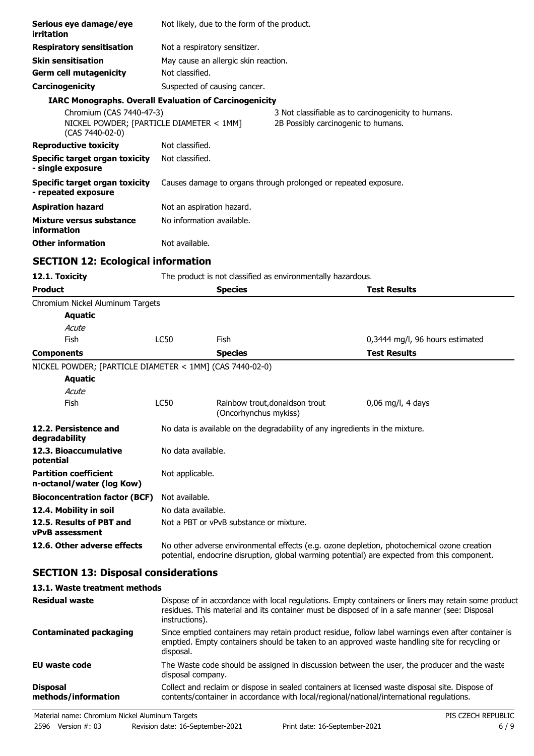| | |
|---|---|
| **Serious eye damage/eye irritation** | Not likely, due to the form of the product. |
| **Respiratory sensitisation** | Not a respiratory sensitizer. |
| **Skin sensitisation** | May cause an allergic skin reaction. |
| **Germ cell mutagenicity** | Not classified. |
| **Carcinogenicity** | Suspected of causing cancer. |

**IARC Monographs. Overall Evaluation of Carcinogenicity**

| | |
|---|---|
| Chromium (CAS 7440-47-3) | 3 Not classifiable as to carcinogenicity to humans. |
| NICKEL POWDER; [PARTICLE DIAMETER < 1MM] (CAS 7440-02-0) | 2B Possibly carcinogenic to humans. |

| | |
|---|---|
| **Reproductive toxicity** | Not classified. |
| **Specific target organ toxicity - single exposure** | Not classified. |
| **Specific target organ toxicity - repeated exposure** | Causes damage to organs through prolonged or repeated exposure. |
| **Aspiration hazard** | Not an aspiration hazard. |
| **Mixture versus substance information** | No information available. |
| **Other information** | Not available. |

## SECTION 12: Ecological information

**12.1. Toxicity** The product is not classified as environmentally hazardous.

| Product | | Species | Test Results |
|---|---|---|---|
| Chromium Nickel Aluminum Targets | | | |
| **Aquatic** | | | |
| *Acute* | | | |
| Fish | LC50 | Fish | 0,3444 mg/l, 96 hours estimated |

| Components | | Species | Test Results |
|---|---|---|---|
| NICKEL POWDER; [PARTICLE DIAMETER < 1MM] (CAS 7440-02-0) | | | |
| **Aquatic** | | | |
| *Acute* | | | |
| Fish | LC50 | Rainbow trout,donaldson trout (Oncorhynchus mykiss) | 0,06 mg/l, 4 days |

| | |
|---|---|
| **12.2. Persistence and degradability** | No data is available on the degradability of any ingredients in the mixture. |
| **12.3. Bioaccumulative potential** | No data available. |
| **Partition coefficient n-octanol/water (log Kow)** | Not applicable. |
| **Bioconcentration factor (BCF)** | Not available. |
| **12.4. Mobility in soil** | No data available. |
| **12.5. Results of PBT and vPvB assessment** | Not a PBT or vPvB substance or mixture. |
| **12.6. Other adverse effects** | No other adverse environmental effects (e.g. ozone depletion, photochemical ozone creation potential, endocrine disruption, global warming potential) are expected from this component. |

## SECTION 13: Disposal considerations

**13.1. Waste treatment methods**

| | |
|---|---|
| **Residual waste** | Dispose of in accordance with local regulations. Empty containers or liners may retain some product residues. This material and its container must be disposed of in a safe manner (see: Disposal instructions). |
| **Contaminated packaging** | Since emptied containers may retain product residue, follow label warnings even after container is emptied. Empty containers should be taken to an approved waste handling site for recycling or disposal. |
| **EU waste code** | The Waste code should be assigned in discussion between the user, the producer and the waste disposal company. |
| **Disposal methods/information** | Collect and reclaim or dispose in sealed containers at licensed waste disposal site. Dispose of contents/container in accordance with local/regional/national/international regulations. |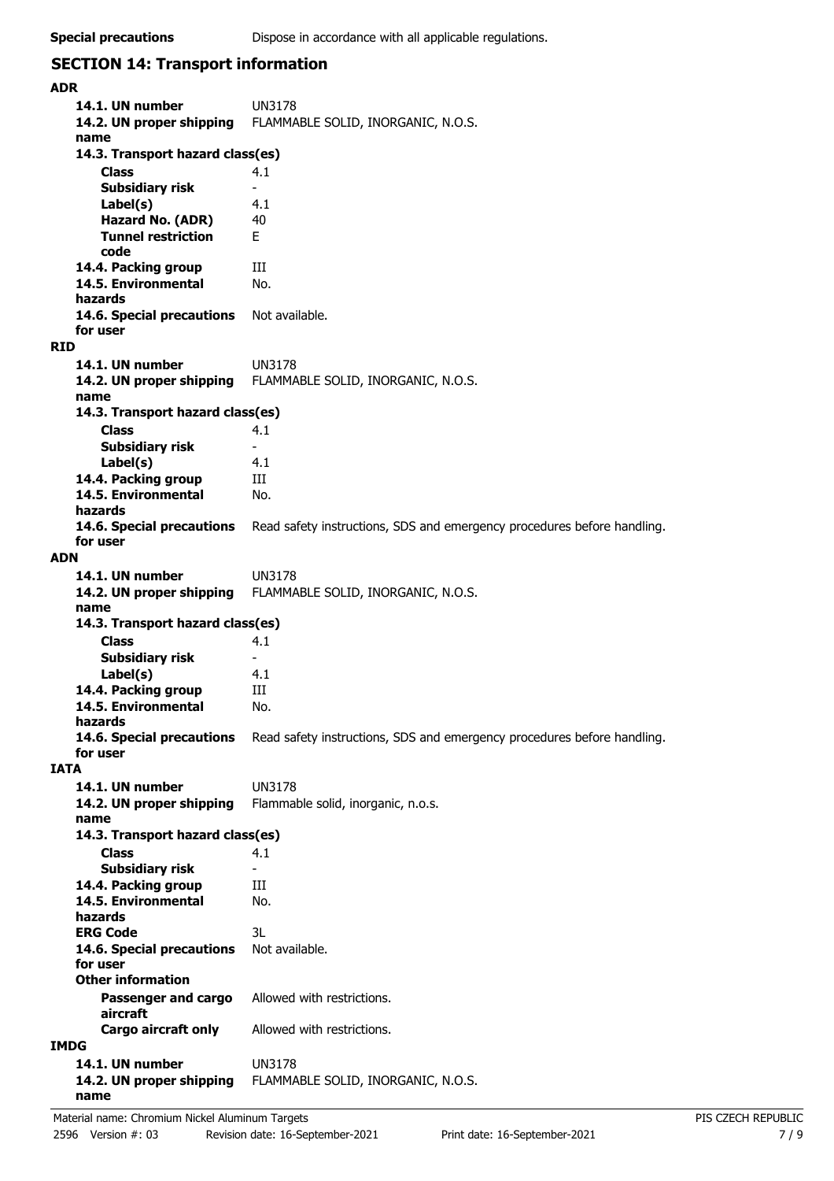**Special precautions** Dispose in accordance with all applicable regulations.

## SECTION 14: Transport information

### ADR

| | |
|---|---|
| **14.1. UN number** | UN3178 |
| **14.2. UN proper shipping name** | FLAMMABLE SOLID, INORGANIC, N.O.S. |
| **14.3. Transport hazard class(es)** | |
| **Class** | 4.1 |
| **Subsidiary risk** | - |
| **Label(s)** | 4.1 |
| **Hazard No. (ADR)** | 40 |
| **Tunnel restriction code** | E |
| **14.4. Packing group** | III |
| **14.5. Environmental hazards** | No. |
| **14.6. Special precautions for user** | Not available. |

### RID

| | |
|---|---|
| **14.1. UN number** | UN3178 |
| **14.2. UN proper shipping name** | FLAMMABLE SOLID, INORGANIC, N.O.S. |
| **14.3. Transport hazard class(es)** | |
| **Class** | 4.1 |
| **Subsidiary risk** | - |
| **Label(s)** | 4.1 |
| **14.4. Packing group** | III |
| **14.5. Environmental hazards** | No. |
| **14.6. Special precautions for user** | Read safety instructions, SDS and emergency procedures before handling. |

### ADN

| | |
|---|---|
| **14.1. UN number** | UN3178 |
| **14.2. UN proper shipping name** | FLAMMABLE SOLID, INORGANIC, N.O.S. |
| **14.3. Transport hazard class(es)** | |
| **Class** | 4.1 |
| **Subsidiary risk** | - |
| **Label(s)** | 4.1 |
| **14.4. Packing group** | III |
| **14.5. Environmental hazards** | No. |
| **14.6. Special precautions for user** | Read safety instructions, SDS and emergency procedures before handling. |

### IATA

| | |
|---|---|
| **14.1. UN number** | UN3178 |
| **14.2. UN proper shipping name** | Flammable solid, inorganic, n.o.s. |
| **14.3. Transport hazard class(es)** | |
| **Class** | 4.1 |
| **Subsidiary risk** | - |
| **14.4. Packing group** | III |
| **14.5. Environmental hazards** | No. |
| **ERG Code** | 3L |
| **14.6. Special precautions for user** | Not available. |
| **Other information** | |
| **Passenger and cargo aircraft** | Allowed with restrictions. |
| **Cargo aircraft only** | Allowed with restrictions. |

### IMDG

| | |
|---|---|
| **14.1. UN number** | UN3178 |
| **14.2. UN proper shipping name** | FLAMMABLE SOLID, INORGANIC, N.O.S. |

Material name: Chromium Nickel Aluminum Targets
2596 Version #: 03 Revision date: 16-September-2021 Print date: 16-September-2021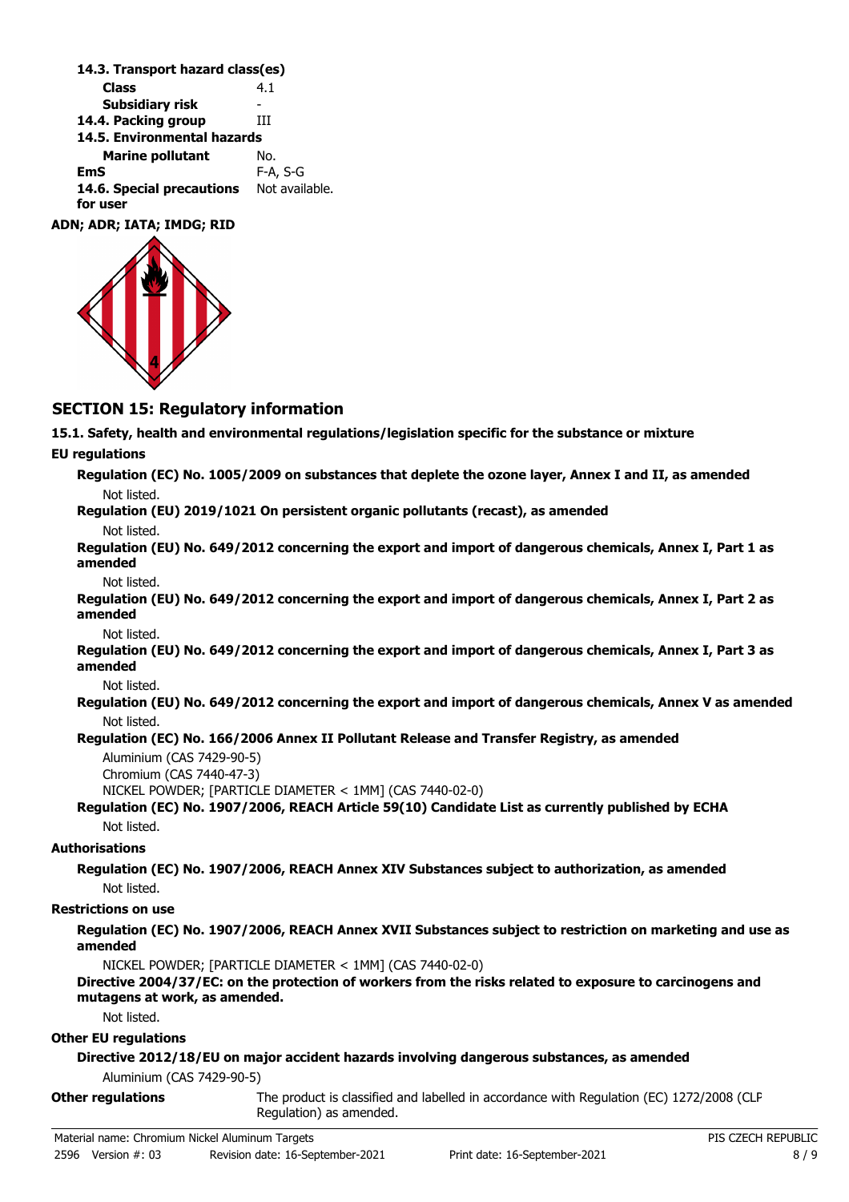**14.3. Transport hazard class(es)**

| | |
|---|---|
| **Class** | 4.1 |
| **Subsidiary risk** | - |
| **14.4. Packing group** | III |
| **14.5. Environmental hazards** | |
| **Marine pollutant** | No. |
| **EmS** | F-A, S-G |
| **14.6. Special precautions for user** | Not available. |

**ADN; ADR; IATA; IMDG; RID**

## SECTION 15: Regulatory information

**15.1. Safety, health and environmental regulations/legislation specific for the substance or mixture**

**EU regulations**

**Regulation (EC) No. 1005/2009 on substances that deplete the ozone layer, Annex I and II, as amended**

Not listed.

**Regulation (EU) 2019/1021 On persistent organic pollutants (recast), as amended**

Not listed.

**Regulation (EU) No. 649/2012 concerning the export and import of dangerous chemicals, Annex I, Part 1 as amended**

Not listed.

**Regulation (EU) No. 649/2012 concerning the export and import of dangerous chemicals, Annex I, Part 2 as amended**

Not listed.

**Regulation (EU) No. 649/2012 concerning the export and import of dangerous chemicals, Annex I, Part 3 as amended**

Not listed.

**Regulation (EU) No. 649/2012 concerning the export and import of dangerous chemicals, Annex V as amended**

Not listed.

**Regulation (EC) No. 166/2006 Annex II Pollutant Release and Transfer Registry, as amended**

Aluminium (CAS 7429-90-5)
Chromium (CAS 7440-47-3)
NICKEL POWDER; [PARTICLE DIAMETER < 1MM] (CAS 7440-02-0)

**Regulation (EC) No. 1907/2006, REACH Article 59(10) Candidate List as currently published by ECHA**

Not listed.

**Authorisations**

**Regulation (EC) No. 1907/2006, REACH Annex XIV Substances subject to authorization, as amended**

Not listed.

**Restrictions on use**

**Regulation (EC) No. 1907/2006, REACH Annex XVII Substances subject to restriction on marketing and use as amended**

NICKEL POWDER; [PARTICLE DIAMETER < 1MM] (CAS 7440-02-0)

**Directive 2004/37/EC: on the protection of workers from the risks related to exposure to carcinogens and mutagens at work, as amended.**

Not listed.

**Other EU regulations**

**Directive 2012/18/EU on major accident hazards involving dangerous substances, as amended**

Aluminium (CAS 7429-90-5)

**Other regulations** The product is classified and labelled in accordance with Regulation (EC) 1272/2008 (CLP Regulation) as amended.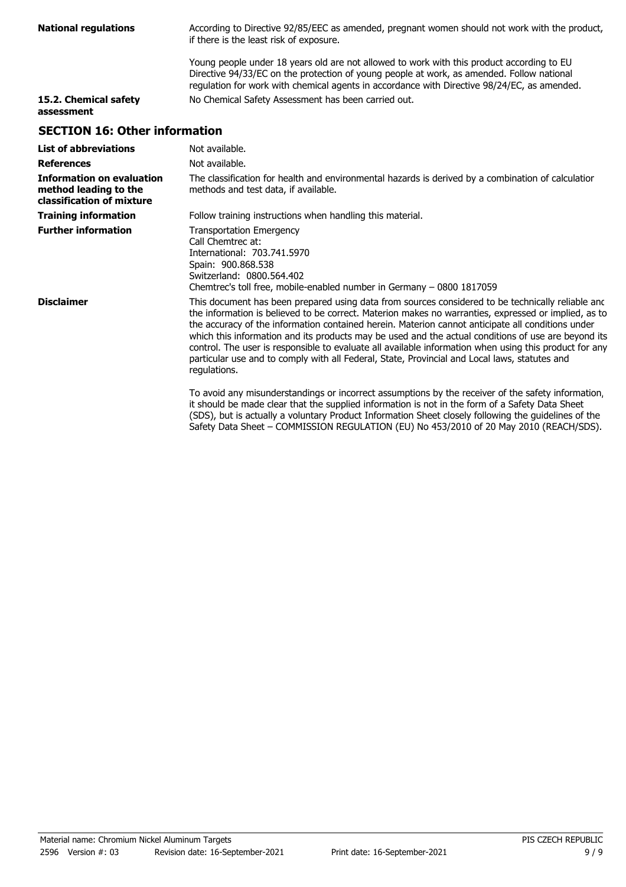**National regulations**

According to Directive 92/85/EEC as amended, pregnant women should not work with the product, if there is the least risk of exposure.

Young people under 18 years old are not allowed to work with this product according to EU Directive 94/33/EC on the protection of young people at work, as amended. Follow national regulation for work with chemical agents in accordance with Directive 98/24/EC, as amended.

**15.2. Chemical safety assessment**

No Chemical Safety Assessment has been carried out.

## SECTION 16: Other information

**List of abbreviations**

Not available.

**References**

Not available.

**Information on evaluation method leading to the classification of mixture**

The classification for health and environmental hazards is derived by a combination of calculation methods and test data, if available.

**Training information**

Follow training instructions when handling this material.

**Further information**

Transportation Emergency
Call Chemtrec at:
International: 703.741.5970
Spain: 900.868.538
Switzerland: 0800.564.402
Chemtrec's toll free, mobile-enabled number in Germany – 0800 1817059

**Disclaimer**

This document has been prepared using data from sources considered to be technically reliable and the information is believed to be correct. Materion makes no warranties, expressed or implied, as to the accuracy of the information contained herein. Materion cannot anticipate all conditions under which this information and its products may be used and the actual conditions of use are beyond its control. The user is responsible to evaluate all available information when using this product for any particular use and to comply with all Federal, State, Provincial and Local laws, statutes and regulations.

To avoid any misunderstandings or incorrect assumptions by the receiver of the safety information, it should be made clear that the supplied information is not in the form of a Safety Data Sheet (SDS), but is actually a voluntary Product Information Sheet closely following the guidelines of the Safety Data Sheet – COMMISSION REGULATION (EU) No 453/2010 of 20 May 2010 (REACH/SDS).

Material name: Chromium Nickel Aluminum Targets
2596 Version #: 03 Revision date: 16-September-2021 Print date: 16-September-2021
PIS CZECH REPUBLIC